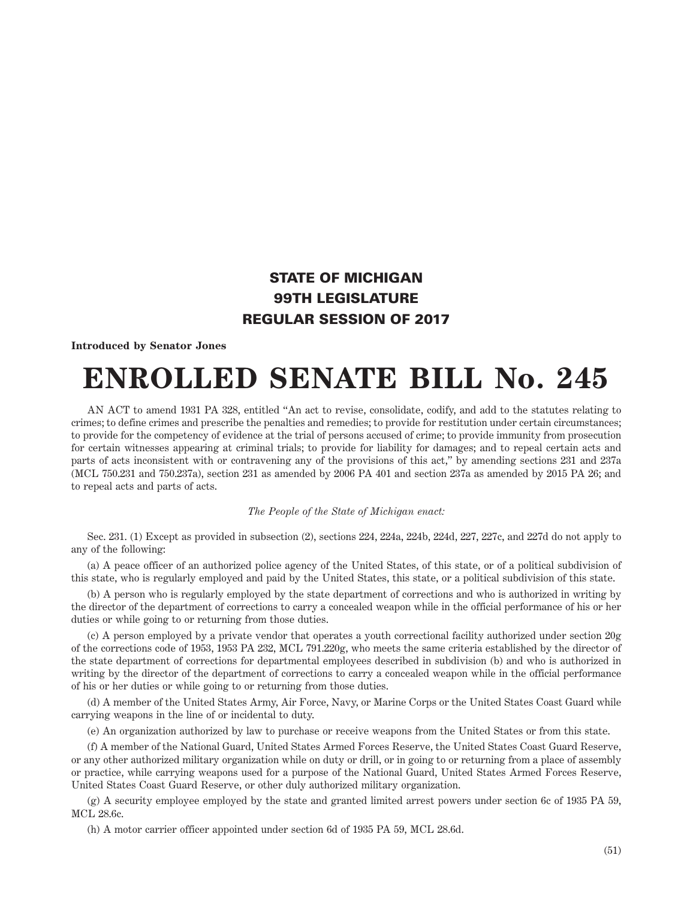# STATE OF MICHIGAN
# 99TH LEGISLATURE
# REGULAR SESSION OF 2017

**Introduced by Senator Jones**

# ENROLLED SENATE BILL No. 245

AN ACT to amend 1931 PA 328, entitled "An act to revise, consolidate, codify, and add to the statutes relating to crimes; to define crimes and prescribe the penalties and remedies; to provide for restitution under certain circumstances; to provide for the competency of evidence at the trial of persons accused of crime; to provide immunity from prosecution for certain witnesses appearing at criminal trials; to provide for liability for damages; and to repeal certain acts and parts of acts inconsistent with or contravening any of the provisions of this act," by amending sections 231 and 237a (MCL 750.231 and 750.237a), section 231 as amended by 2006 PA 401 and section 237a as amended by 2015 PA 26; and to repeal acts and parts of acts.

*The People of the State of Michigan enact:*

Sec. 231. (1) Except as provided in subsection (2), sections 224, 224a, 224b, 224d, 227, 227c, and 227d do not apply to any of the following:

(a) A peace officer of an authorized police agency of the United States, of this state, or of a political subdivision of this state, who is regularly employed and paid by the United States, this state, or a political subdivision of this state.

(b) A person who is regularly employed by the state department of corrections and who is authorized in writing by the director of the department of corrections to carry a concealed weapon while in the official performance of his or her duties or while going to or returning from those duties.

(c) A person employed by a private vendor that operates a youth correctional facility authorized under section 20g of the corrections code of 1953, 1953 PA 232, MCL 791.220g, who meets the same criteria established by the director of the state department of corrections for departmental employees described in subdivision (b) and who is authorized in writing by the director of the department of corrections to carry a concealed weapon while in the official performance of his or her duties or while going to or returning from those duties.

(d) A member of the United States Army, Air Force, Navy, or Marine Corps or the United States Coast Guard while carrying weapons in the line of or incidental to duty.

(e) An organization authorized by law to purchase or receive weapons from the United States or from this state.

(f) A member of the National Guard, United States Armed Forces Reserve, the United States Coast Guard Reserve, or any other authorized military organization while on duty or drill, or in going to or returning from a place of assembly or practice, while carrying weapons used for a purpose of the National Guard, United States Armed Forces Reserve, United States Coast Guard Reserve, or other duly authorized military organization.

(g) A security employee employed by the state and granted limited arrest powers under section 6c of 1935 PA 59, MCL 28.6c.

(h) A motor carrier officer appointed under section 6d of 1935 PA 59, MCL 28.6d.

(51)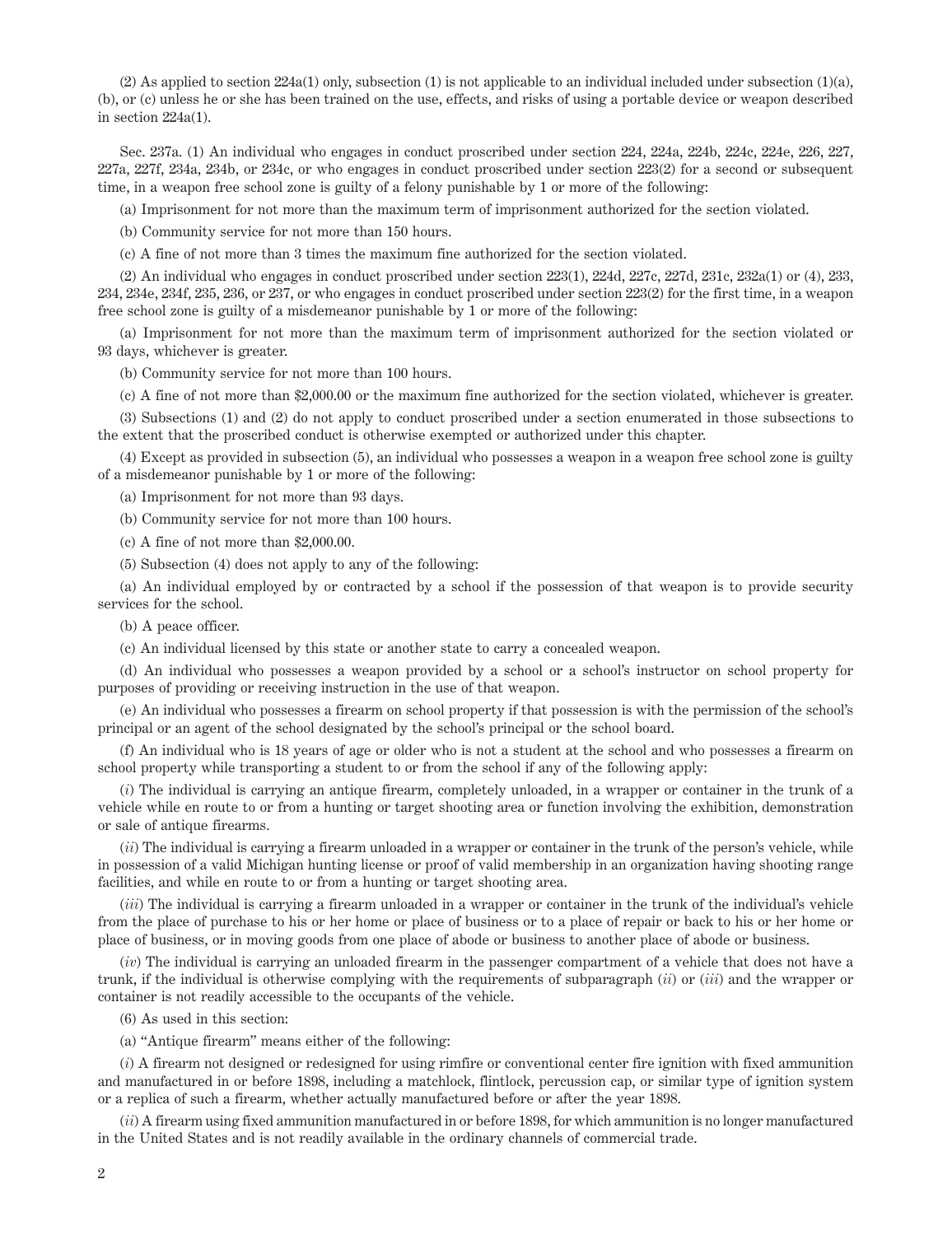(2) As applied to section 224a(1) only, subsection (1) is not applicable to an individual included under subsection (1)(a), (b), or (c) unless he or she has been trained on the use, effects, and risks of using a portable device or weapon described in section 224a(1).

Sec. 237a. (1) An individual who engages in conduct proscribed under section 224, 224a, 224b, 224c, 224e, 226, 227, 227a, 227f, 234a, 234b, or 234c, or who engages in conduct proscribed under section 223(2) for a second or subsequent time, in a weapon free school zone is guilty of a felony punishable by 1 or more of the following:

(a) Imprisonment for not more than the maximum term of imprisonment authorized for the section violated.

(b) Community service for not more than 150 hours.

(c) A fine of not more than 3 times the maximum fine authorized for the section violated.

(2) An individual who engages in conduct proscribed under section 223(1), 224d, 227c, 227d, 231c, 232a(1) or (4), 233, 234, 234e, 234f, 235, 236, or 237, or who engages in conduct proscribed under section 223(2) for the first time, in a weapon free school zone is guilty of a misdemeanor punishable by 1 or more of the following:

(a) Imprisonment for not more than the maximum term of imprisonment authorized for the section violated or 93 days, whichever is greater.

(b) Community service for not more than 100 hours.

(c) A fine of not more than $2,000.00 or the maximum fine authorized for the section violated, whichever is greater.

(3) Subsections (1) and (2) do not apply to conduct proscribed under a section enumerated in those subsections to the extent that the proscribed conduct is otherwise exempted or authorized under this chapter.

(4) Except as provided in subsection (5), an individual who possesses a weapon in a weapon free school zone is guilty of a misdemeanor punishable by 1 or more of the following:

(a) Imprisonment for not more than 93 days.

(b) Community service for not more than 100 hours.

(c) A fine of not more than $2,000.00.

(5) Subsection (4) does not apply to any of the following:

(a) An individual employed by or contracted by a school if the possession of that weapon is to provide security services for the school.

(b) A peace officer.

(c) An individual licensed by this state or another state to carry a concealed weapon.

(d) An individual who possesses a weapon provided by a school or a school's instructor on school property for purposes of providing or receiving instruction in the use of that weapon.

(e) An individual who possesses a firearm on school property if that possession is with the permission of the school's principal or an agent of the school designated by the school's principal or the school board.

(f) An individual who is 18 years of age or older who is not a student at the school and who possesses a firearm on school property while transporting a student to or from the school if any of the following apply:

(*i*) The individual is carrying an antique firearm, completely unloaded, in a wrapper or container in the trunk of a vehicle while en route to or from a hunting or target shooting area or function involving the exhibition, demonstration or sale of antique firearms.

(*ii*) The individual is carrying a firearm unloaded in a wrapper or container in the trunk of the person's vehicle, while in possession of a valid Michigan hunting license or proof of valid membership in an organization having shooting range facilities, and while en route to or from a hunting or target shooting area.

(*iii*) The individual is carrying a firearm unloaded in a wrapper or container in the trunk of the individual's vehicle from the place of purchase to his or her home or place of business or to a place of repair or back to his or her home or place of business, or in moving goods from one place of abode or business to another place of abode or business.

(*iv*) The individual is carrying an unloaded firearm in the passenger compartment of a vehicle that does not have a trunk, if the individual is otherwise complying with the requirements of subparagraph (*ii*) or (*iii*) and the wrapper or container is not readily accessible to the occupants of the vehicle.

(6) As used in this section:

(a) "Antique firearm" means either of the following:

(*i*) A firearm not designed or redesigned for using rimfire or conventional center fire ignition with fixed ammunition and manufactured in or before 1898, including a matchlock, flintlock, percussion cap, or similar type of ignition system or a replica of such a firearm, whether actually manufactured before or after the year 1898.

(*ii*) A firearm using fixed ammunition manufactured in or before 1898, for which ammunition is no longer manufactured in the United States and is not readily available in the ordinary channels of commercial trade.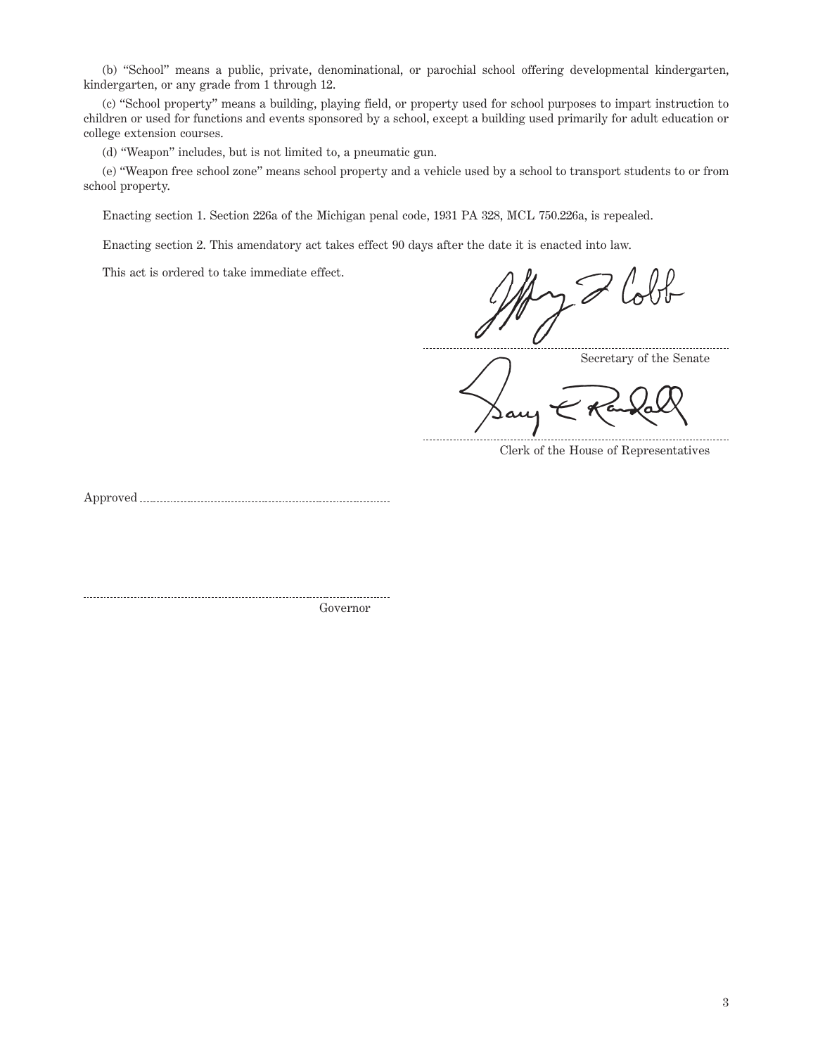(b) "School" means a public, private, denominational, or parochial school offering developmental kindergarten, kindergarten, or any grade from 1 through 12.

(c) "School property" means a building, playing field, or property used for school purposes to impart instruction to children or used for functions and events sponsored by a school, except a building used primarily for adult education or college extension courses.

(d) "Weapon" includes, but is not limited to, a pneumatic gun.

(e) "Weapon free school zone" means school property and a vehicle used by a school to transport students to or from school property.

Enacting section 1. Section 226a of the Michigan penal code, 1931 PA 328, MCL 750.226a, is repealed.

Enacting section 2. This amendatory act takes effect 90 days after the date it is enacted into law.

This act is ordered to take immediate effect.

Secretary of the Senate

Clerk of the House of Representatives

Approved

Governor